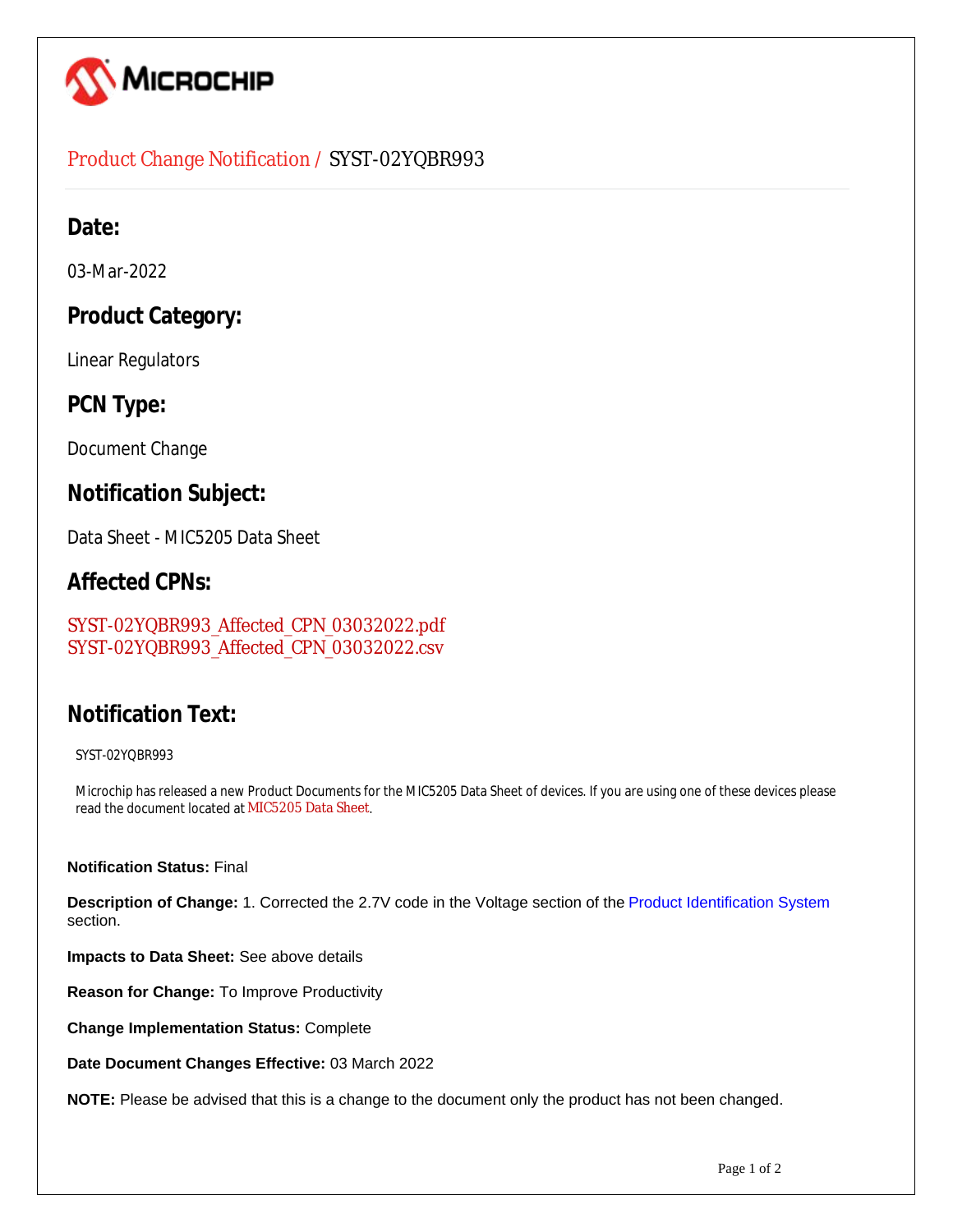# Product Change Notification / SYST-02YQBR993

## Date:

03-Mar-2022

## Product Category:

Linear Regulators

## PCN Type:

Document Change

## Notification Subject:

Data Sheet - MIC5205 Data Sheet

## Affected CPNs:

SYST-02YQBR993_Affected_CPN_03032022.pdf
SYST-02YQBR993_Affected_CPN_03032022.csv

## Notification Text:

SYST-02YQBR993

Microchip has released a new Product Documents for the MIC5205 Data Sheet of devices. If you are using one of these devices please read the document located at MIC5205 Data Sheet.

**Notification Status:** Final

**Description of Change:** 1. Corrected the 2.7V code in the Voltage section of the Product Identification System section.

**Impacts to Data Sheet:** See above details

**Reason for Change:** To Improve Productivity

**Change Implementation Status:** Complete

**Date Document Changes Effective:** 03 March 2022

**NOTE:** Please be advised that this is a change to the document only the product has not been changed.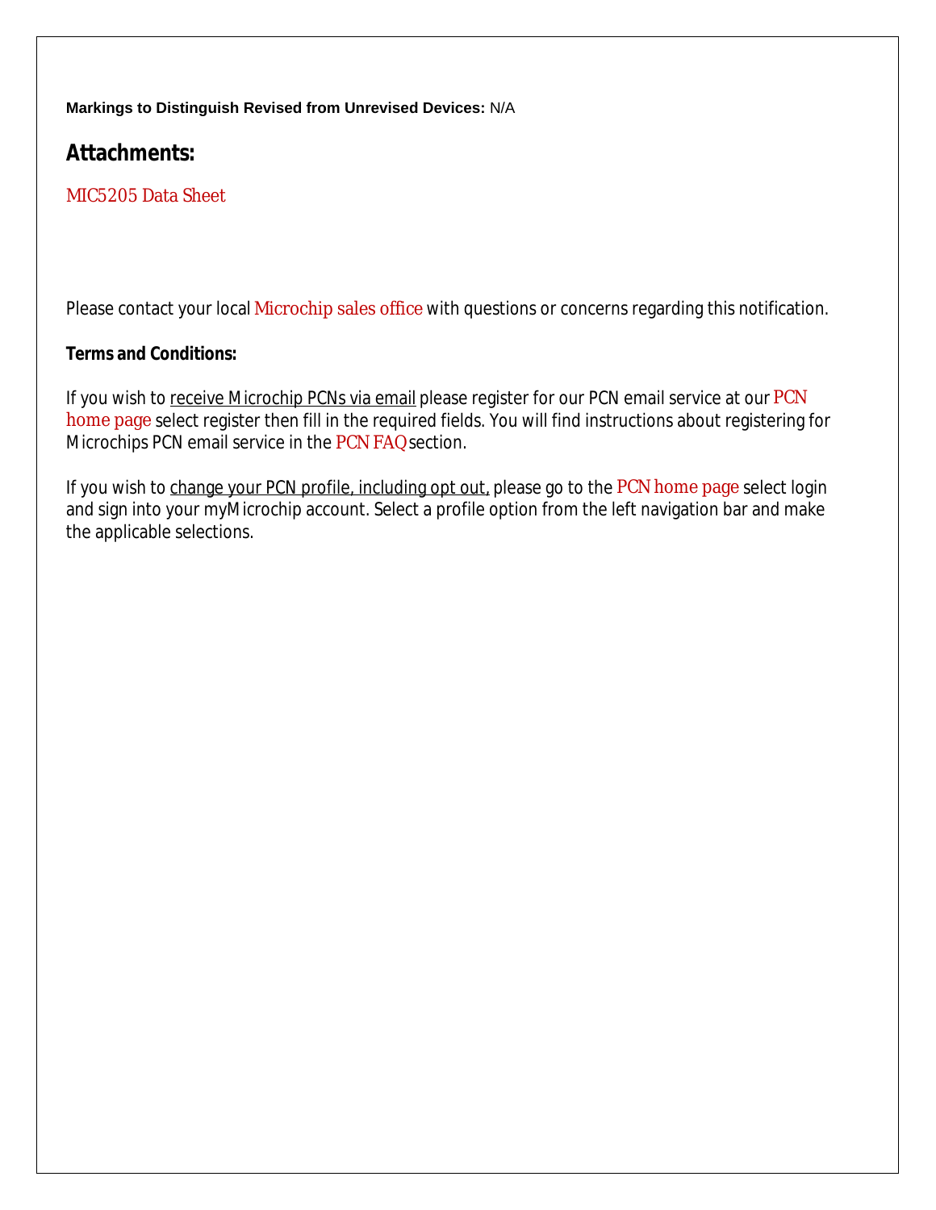**Markings to Distinguish Revised from Unrevised Devices:** N/A

## Attachments:

MIC5205 Data Sheet

Please contact your local Microchip sales office with questions or concerns regarding this notification.

**Terms and Conditions:**

If you wish to receive Microchip PCNs via email please register for our PCN email service at our PCN home page select register then fill in the required fields. You will find instructions about registering for Microchips PCN email service in the PCN FAQ section.

If you wish to change your PCN profile, including opt out, please go to the PCN home page select login and sign into your myMicrochip account. Select a profile option from the left navigation bar and make the applicable selections.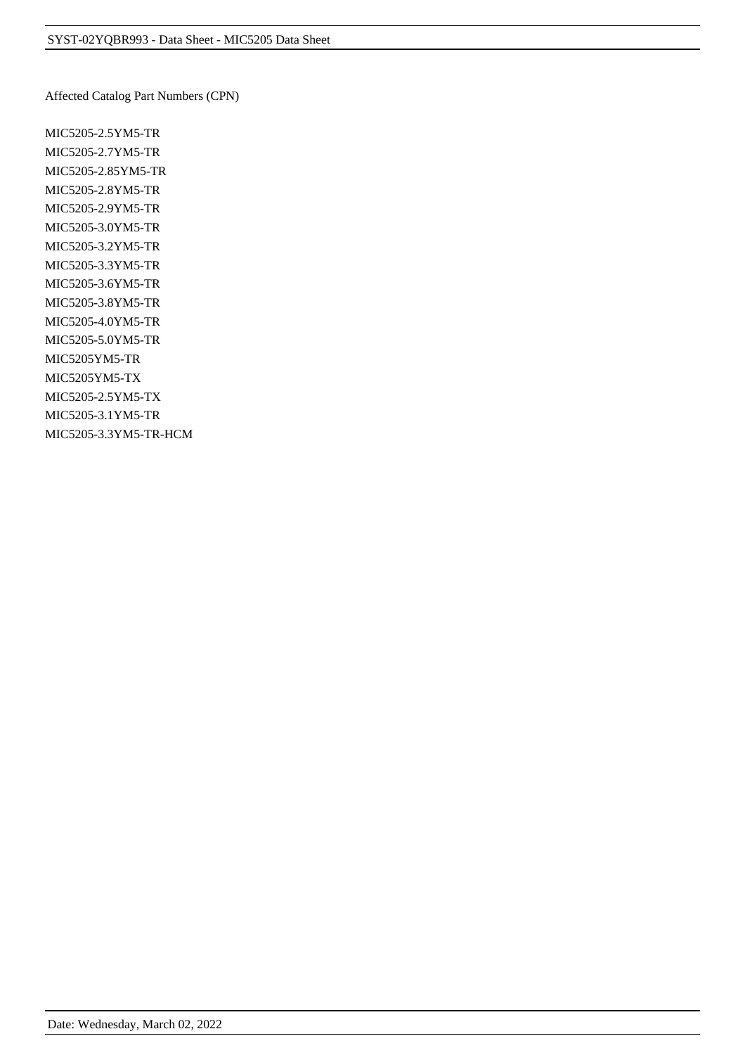Affected Catalog Part Numbers (CPN)

MIC5205-2.5YM5-TR
MIC5205-2.7YM5-TR
MIC5205-2.85YM5-TR
MIC5205-2.8YM5-TR
MIC5205-2.9YM5-TR
MIC5205-3.0YM5-TR
MIC5205-3.2YM5-TR
MIC5205-3.3YM5-TR
MIC5205-3.6YM5-TR
MIC5205-3.8YM5-TR
MIC5205-4.0YM5-TR
MIC5205-5.0YM5-TR
MIC5205YM5-TR
MIC5205YM5-TX
MIC5205-2.5YM5-TX
MIC5205-3.1YM5-TR
MIC5205-3.3YM5-TR-HCM